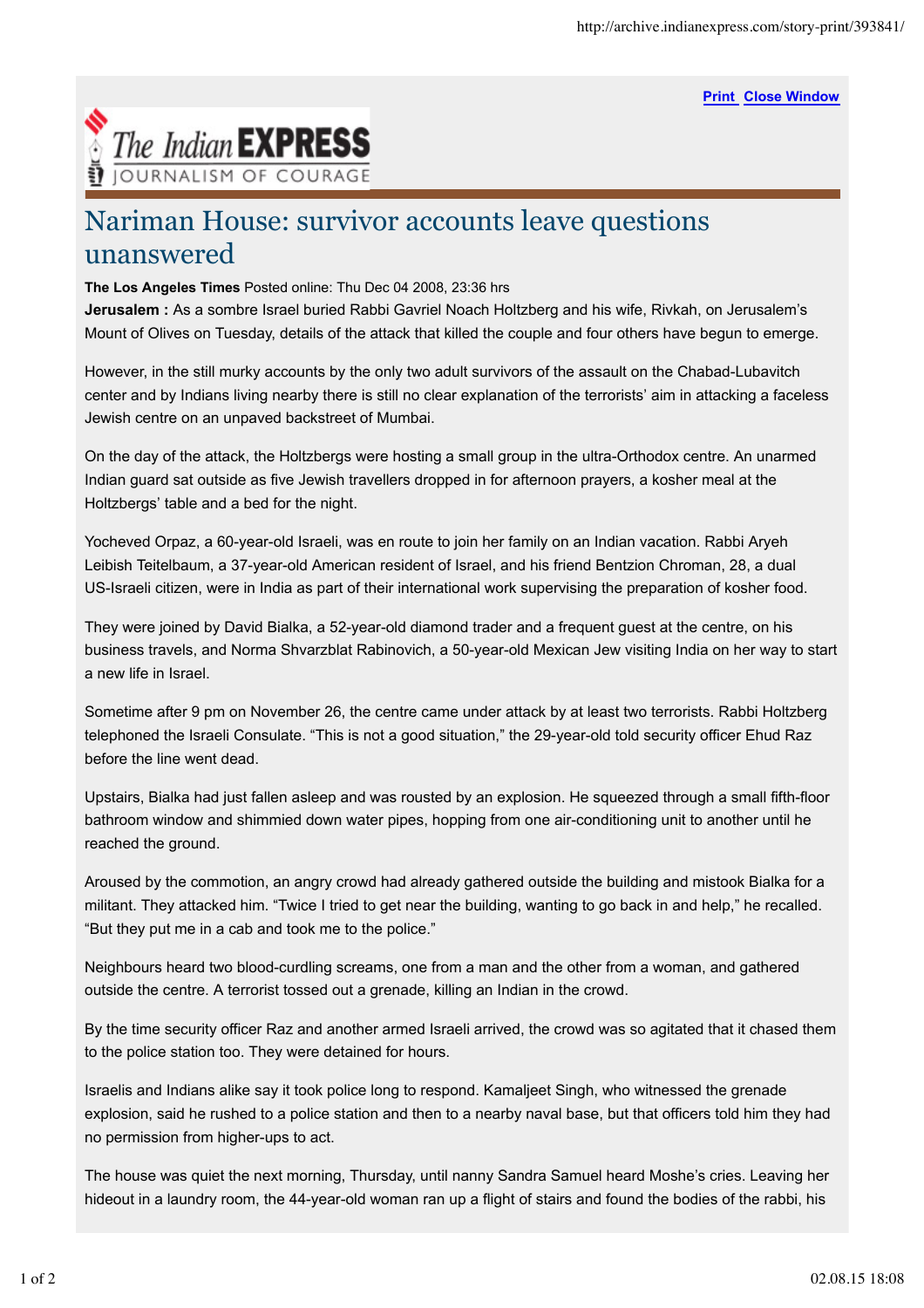# Nariman House: survivor accounts leave questions unanswered

**The Los Angeles Times** Posted online: Thu Dec 04 2008, 23:36 hrs

**Jerusalem :** As a sombre Israel buried Rabbi Gavriel Noach Holtzberg and his wife, Rivkah, on Jerusalem's Mount of Olives on Tuesday, details of the attack that killed the couple and four others have begun to emerge.

However, in the still murky accounts by the only two adult survivors of the assault on the Chabad-Lubavitch center and by Indians living nearby there is still no clear explanation of the terrorists' aim in attacking a faceless Jewish centre on an unpaved backstreet of Mumbai.

On the day of the attack, the Holtzbergs were hosting a small group in the ultra-Orthodox centre. An unarmed Indian guard sat outside as five Jewish travellers dropped in for afternoon prayers, a kosher meal at the Holtzbergs' table and a bed for the night.

Yocheved Orpaz, a 60-year-old Israeli, was en route to join her family on an Indian vacation. Rabbi Aryeh Leibish Teitelbaum, a 37-year-old American resident of Israel, and his friend Bentzion Chroman, 28, a dual US-Israeli citizen, were in India as part of their international work supervising the preparation of kosher food.

They were joined by David Bialka, a 52-year-old diamond trader and a frequent guest at the centre, on his business travels, and Norma Shvarzblat Rabinovich, a 50-year-old Mexican Jew visiting India on her way to start a new life in Israel.

Sometime after 9 pm on November 26, the centre came under attack by at least two terrorists. Rabbi Holtzberg telephoned the Israeli Consulate. "This is not a good situation," the 29-year-old told security officer Ehud Raz before the line went dead.

Upstairs, Bialka had just fallen asleep and was rousted by an explosion. He squeezed through a small fifth-floor bathroom window and shimmied down water pipes, hopping from one air-conditioning unit to another until he reached the ground.

Aroused by the commotion, an angry crowd had already gathered outside the building and mistook Bialka for a militant. They attacked him. "Twice I tried to get near the building, wanting to go back in and help," he recalled. "But they put me in a cab and took me to the police."

Neighbours heard two blood-curdling screams, one from a man and the other from a woman, and gathered outside the centre. A terrorist tossed out a grenade, killing an Indian in the crowd.

By the time security officer Raz and another armed Israeli arrived, the crowd was so agitated that it chased them to the police station too. They were detained for hours.

Israelis and Indians alike say it took police long to respond. Kamaljeet Singh, who witnessed the grenade explosion, said he rushed to a police station and then to a nearby naval base, but that officers told him they had no permission from higher-ups to act.

The house was quiet the next morning, Thursday, until nanny Sandra Samuel heard Moshe's cries. Leaving her hideout in a laundry room, the 44-year-old woman ran up a flight of stairs and found the bodies of the rabbi, his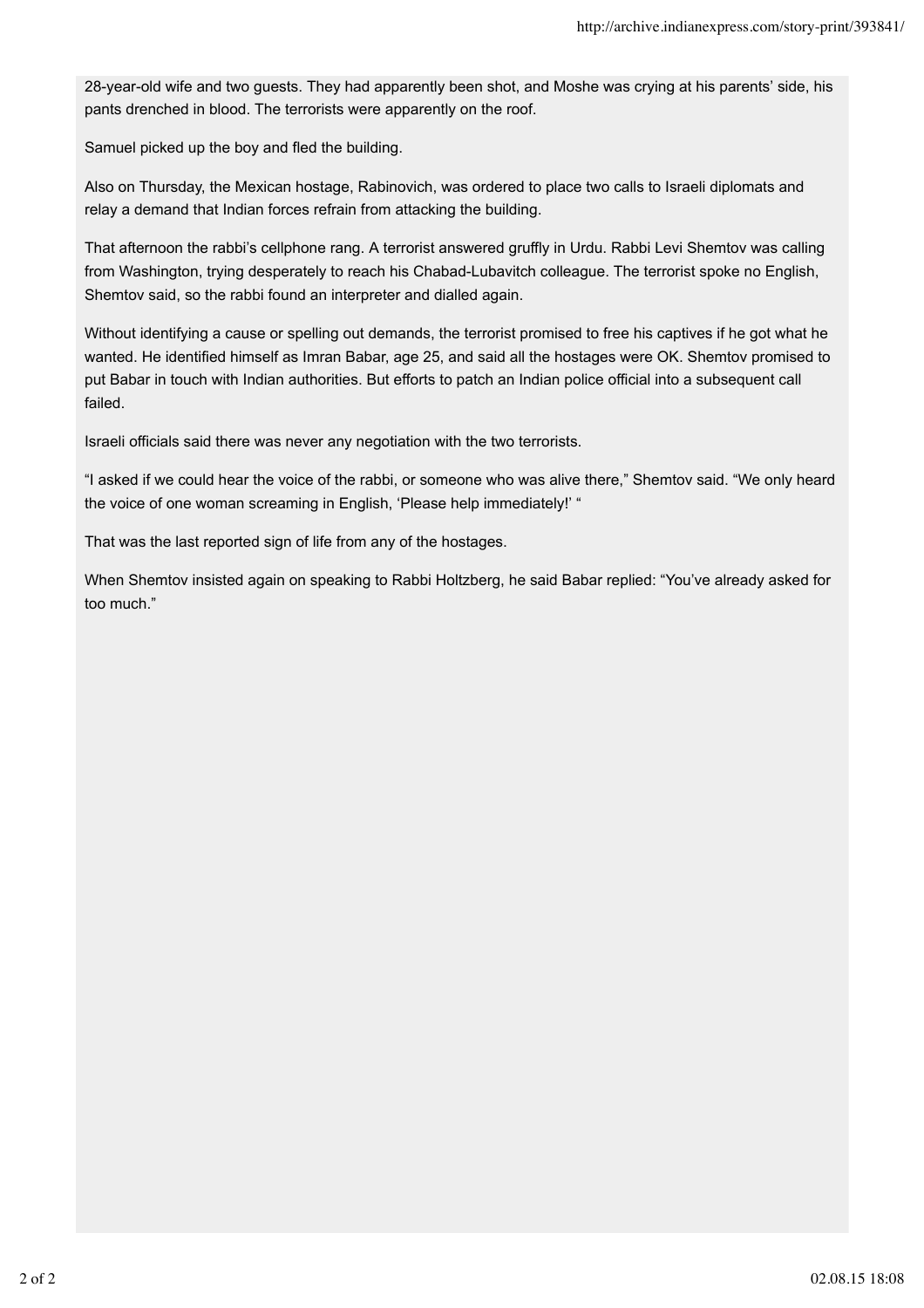28-year-old wife and two guests. They had apparently been shot, and Moshe was crying at his parents' side, his pants drenched in blood. The terrorists were apparently on the roof.

Samuel picked up the boy and fled the building.

Also on Thursday, the Mexican hostage, Rabinovich, was ordered to place two calls to Israeli diplomats and relay a demand that Indian forces refrain from attacking the building.

That afternoon the rabbi's cellphone rang. A terrorist answered gruffly in Urdu. Rabbi Levi Shemtov was calling from Washington, trying desperately to reach his Chabad-Lubavitch colleague. The terrorist spoke no English, Shemtov said, so the rabbi found an interpreter and dialled again.

Without identifying a cause or spelling out demands, the terrorist promised to free his captives if he got what he wanted. He identified himself as Imran Babar, age 25, and said all the hostages were OK. Shemtov promised to put Babar in touch with Indian authorities. But efforts to patch an Indian police official into a subsequent call failed.

Israeli officials said there was never any negotiation with the two terrorists.

"I asked if we could hear the voice of the rabbi, or someone who was alive there," Shemtov said. "We only heard the voice of one woman screaming in English, 'Please help immediately!' "

That was the last reported sign of life from any of the hostages.

When Shemtov insisted again on speaking to Rabbi Holtzberg, he said Babar replied: "You've already asked for too much."